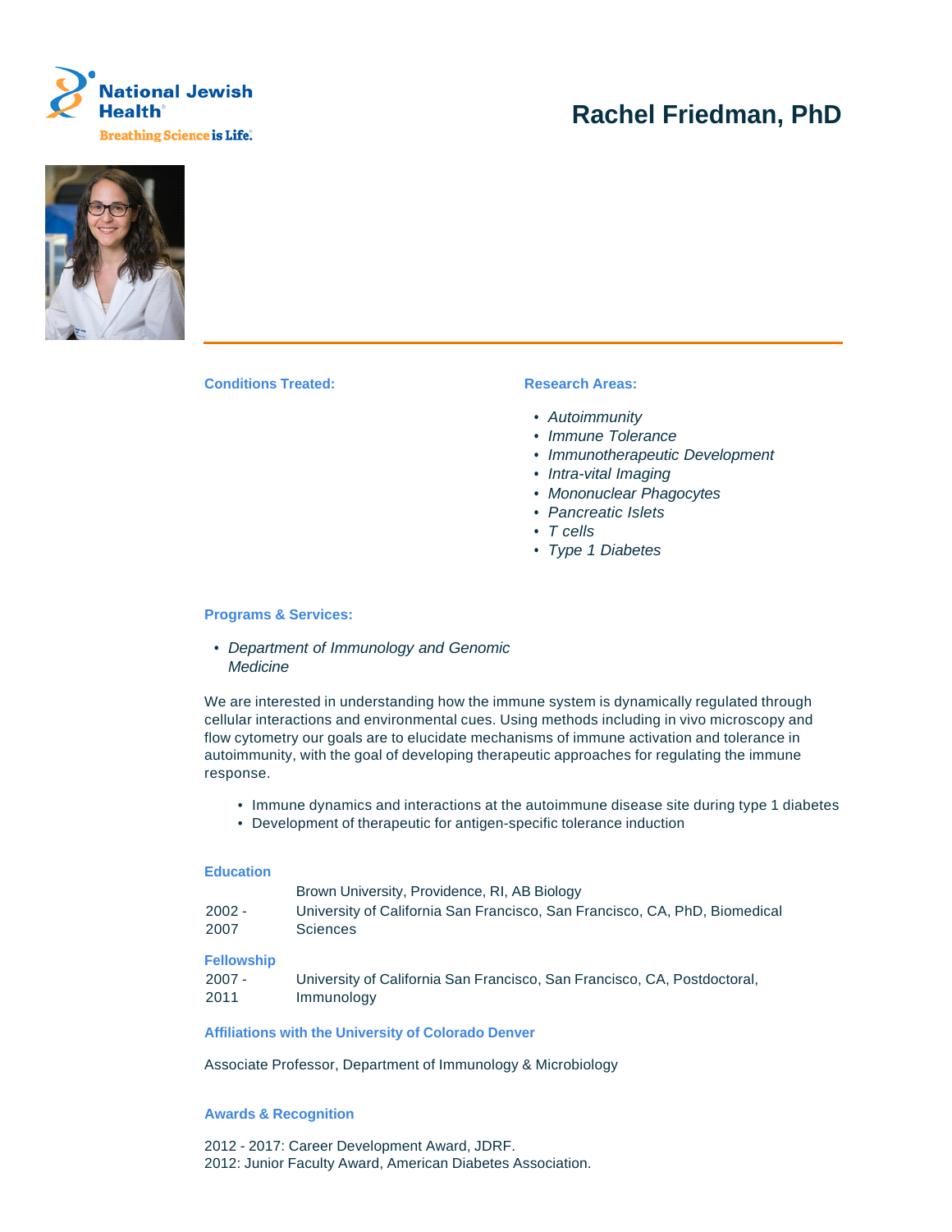National Jewish Health

Breathing Science is Life.

# Rachel Friedman, PhD

**Conditions Treated:**

**Research Areas:**

- *Autoimmunity*
- *Immune Tolerance*
- *Immunotherapeutic Development*
- *Intra-vital Imaging*
- *Mononuclear Phagocytes*
- *Pancreatic Islets*
- *T cells*
- *Type 1 Diabetes*

**Programs & Services:**

- *Department of Immunology and Genomic Medicine*

We are interested in understanding how the immune system is dynamically regulated through cellular interactions and environmental cues. Using methods including in vivo microscopy and flow cytometry our goals are to elucidate mechanisms of immune activation and tolerance in autoimmunity, with the goal of developing therapeutic approaches for regulating the immune response.

- Immune dynamics and interactions at the autoimmune disease site during type 1 diabetes
- Development of therapeutic for antigen-specific tolerance induction

## Education

| | |
|---|---|
| | Brown University, Providence, RI, AB Biology |
| 2002 - 2007 | University of California San Francisco, San Francisco, CA, PhD, Biomedical Sciences |

## Fellowship

| | |
|---|---|
| 2007 - 2011 | University of California San Francisco, San Francisco, CA, Postdoctoral, Immunology |

## Affiliations with the University of Colorado Denver

Associate Professor, Department of Immunology & Microbiology

## Awards & Recognition

2012 - 2017: Career Development Award, JDRF.
2012: Junior Faculty Award, American Diabetes Association.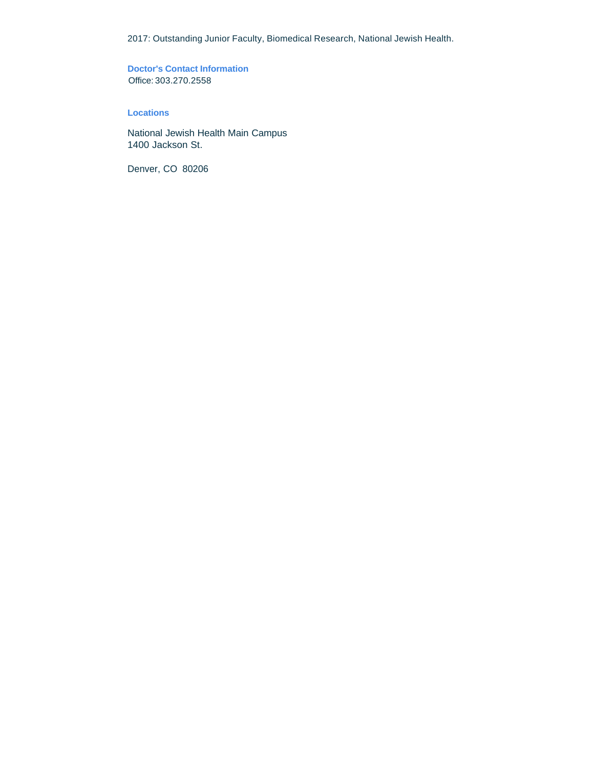2017: Outstanding Junior Faculty, Biomedical Research, National Jewish Health.

**Doctor's Contact Information**

Office: 303.270.2558

**Locations**

National Jewish Health Main Campus
1400 Jackson St.

Denver, CO 80206